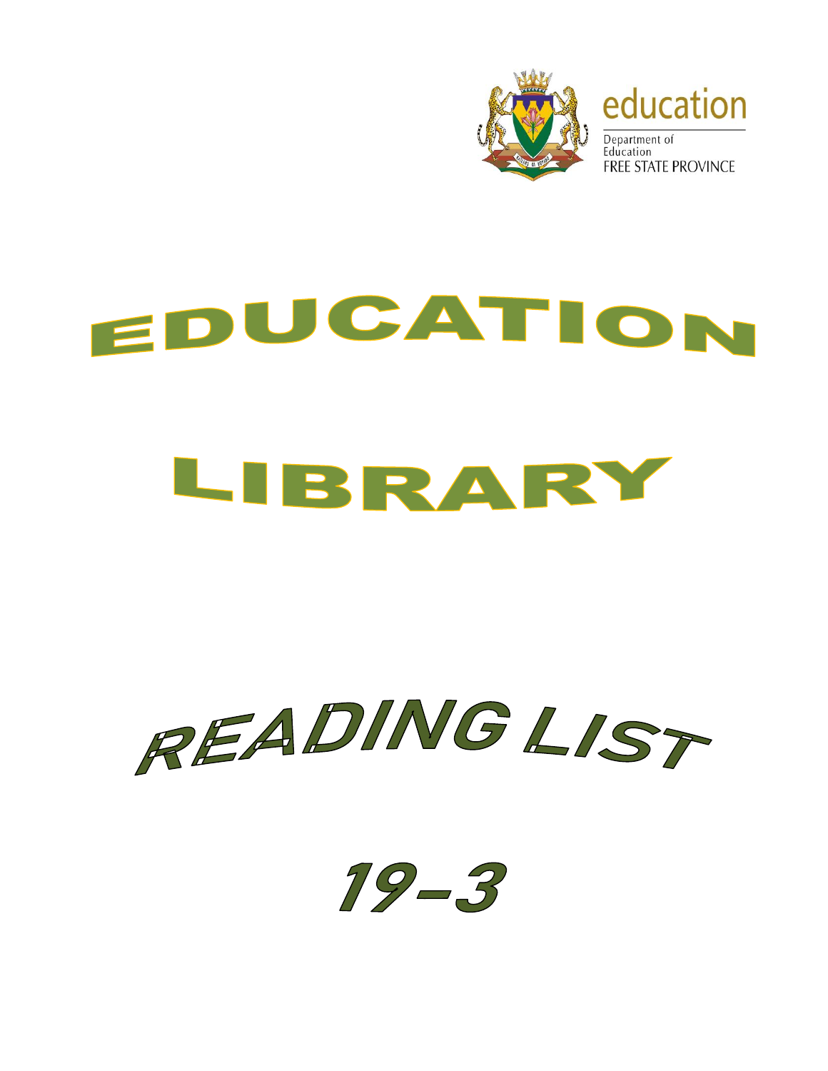education

Department of Education
FREE STATE PROVINCE

# EDUCATION

# LIBRARY

# READING LIST

# 19-3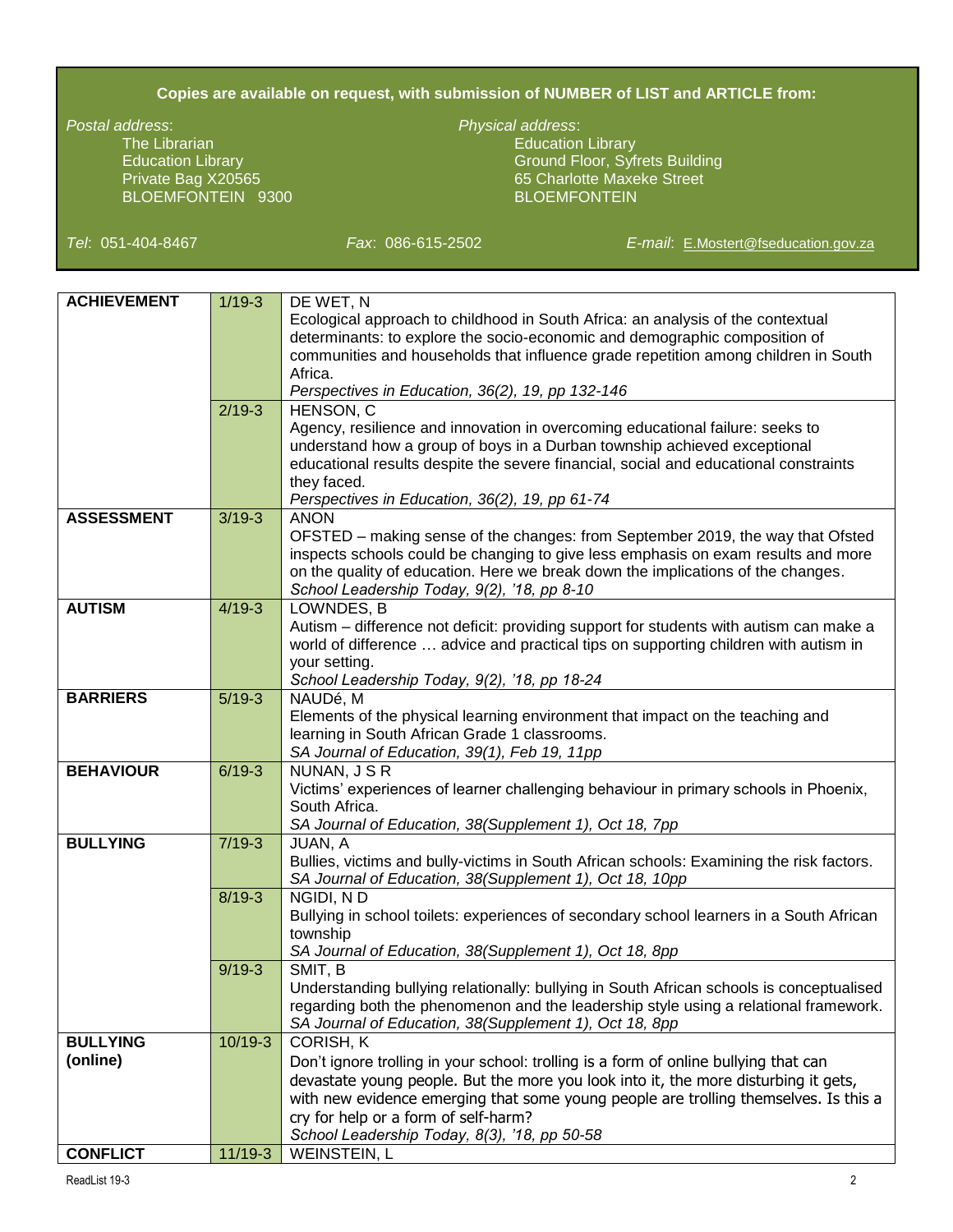**Copies are available on request, with submission of NUMBER of LIST and ARTICLE from:**

*Postal address*:
The Librarian
Education Library
Private Bag X20565
BLOEMFONTEIN 9300

*Physical address*:
Education Library
Ground Floor, Syfrets Building
65 Charlotte Maxeke Street
BLOEMFONTEIN

*Tel*: 051-404-8467 *Fax*: 086-615-2502 *E-mail*: E.Mostert@fseducation.gov.za

| | | |
|---|---|---|
| **ACHIEVEMENT** | 1/19-3 | DE WET, N<br>Ecological approach to childhood in South Africa: an analysis of the contextual determinants: to explore the socio-economic and demographic composition of communities and households that influence grade repetition among children in South Africa.<br>*Perspectives in Education, 36(2), 19, pp 132-146* |
| | 2/19-3 | HENSON, C<br>Agency, resilience and innovation in overcoming educational failure: seeks to understand how a group of boys in a Durban township achieved exceptional educational results despite the severe financial, social and educational constraints they faced.<br>*Perspectives in Education, 36(2), 19, pp 61-74* |
| **ASSESSMENT** | 3/19-3 | ANON<br>OFSTED – making sense of the changes: from September 2019, the way that Ofsted inspects schools could be changing to give less emphasis on exam results and more on the quality of education. Here we break down the implications of the changes.<br>*School Leadership Today, 9(2), '18, pp 8-10* |
| **AUTISM** | 4/19-3 | LOWNDES, B<br>Autism – difference not deficit: providing support for students with autism can make a world of difference … advice and practical tips on supporting children with autism in your setting.<br>*School Leadership Today, 9(2), '18, pp 18-24* |
| **BARRIERS** | 5/19-3 | NAUDé, M<br>Elements of the physical learning environment that impact on the teaching and learning in South African Grade 1 classrooms.<br>*SA Journal of Education, 39(1), Feb 19, 11pp* |
| **BEHAVIOUR** | 6/19-3 | NUNAN, J S R<br>Victims' experiences of learner challenging behaviour in primary schools in Phoenix, South Africa.<br>*SA Journal of Education, 38(Supplement 1), Oct 18, 7pp* |
| **BULLYING** | 7/19-3 | JUAN, A<br>Bullies, victims and bully-victims in South African schools: Examining the risk factors.<br>*SA Journal of Education, 38(Supplement 1), Oct 18, 10pp* |
| | 8/19-3 | NGIDI, N D<br>Bullying in school toilets: experiences of secondary school learners in a South African township<br>*SA Journal of Education, 38(Supplement 1), Oct 18, 8pp* |
| | 9/19-3 | SMIT, B<br>Understanding bullying relationally: bullying in South African schools is conceptualised regarding both the phenomenon and the leadership style using a relational framework.<br>*SA Journal of Education, 38(Supplement 1), Oct 18, 8pp* |
| **BULLYING (online)** | 10/19-3 | CORISH, K<br>Don't ignore trolling in your school: trolling is a form of online bullying that can devastate young people. But the more you look into it, the more disturbing it gets, with new evidence emerging that some young people are trolling themselves. Is this a cry for help or a form of self-harm?<br>*School Leadership Today, 8(3), '18, pp 50-58* |
| **CONFLICT** | 11/19-3 | WEINSTEIN, L |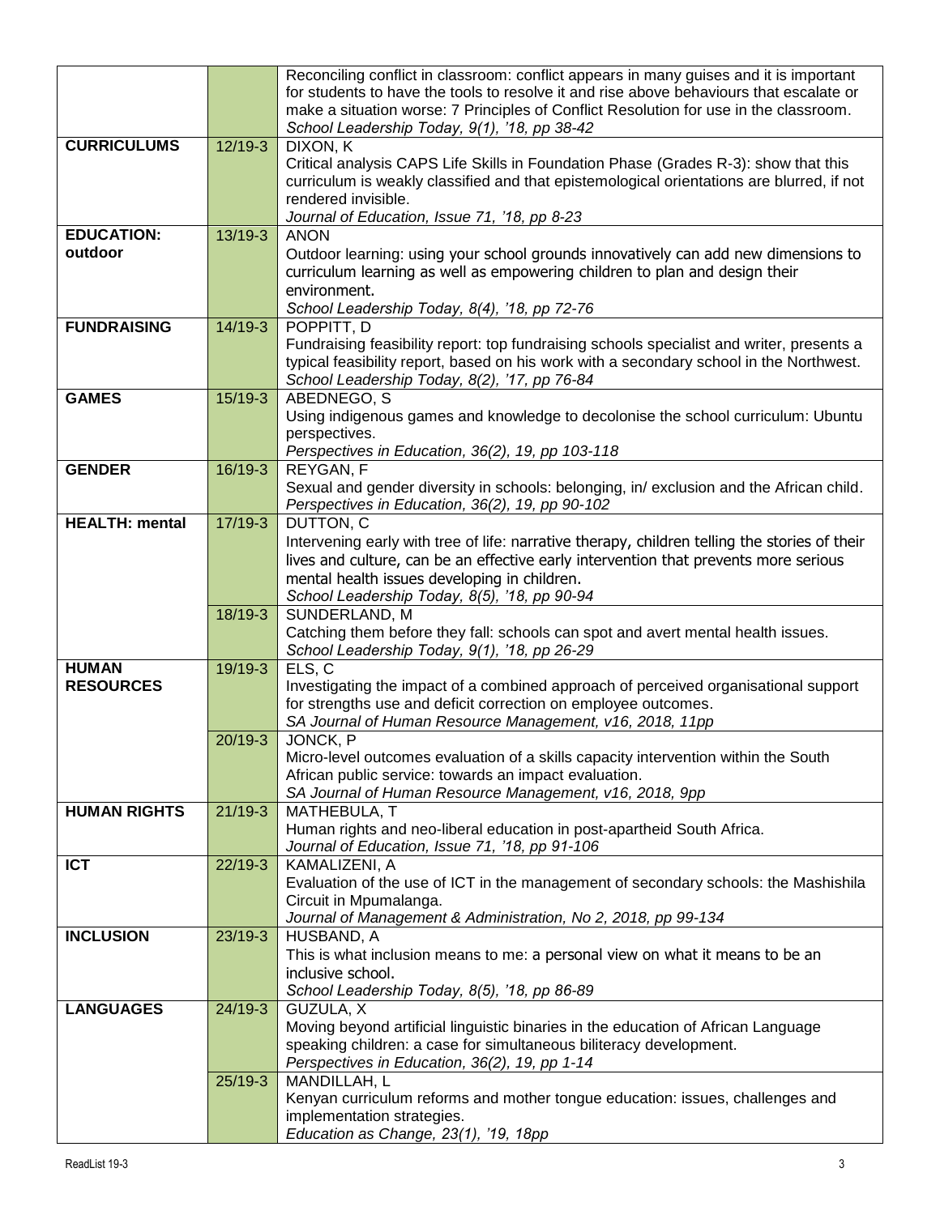| | | |
|---|---|---|
| | | Reconciling conflict in classroom: conflict appears in many guises and it is important for students to have the tools to resolve it and rise above behaviours that escalate or make a situation worse: 7 Principles of Conflict Resolution for use in the classroom.<br>*School Leadership Today, 9(1), '18, pp 38-42* |
| **CURRICULUMS** | 12/19-3 | DIXON, K<br>Critical analysis CAPS Life Skills in Foundation Phase (Grades R-3): show that this curriculum is weakly classified and that epistemological orientations are blurred, if not rendered invisible.<br>*Journal of Education, Issue 71, '18, pp 8-23* |
| **EDUCATION: outdoor** | 13/19-3 | ANON<br>Outdoor learning: using your school grounds innovatively can add new dimensions to curriculum learning as well as empowering children to plan and design their environment.<br>*School Leadership Today, 8(4), '18, pp 72-76* |
| **FUNDRAISING** | 14/19-3 | POPPITT, D<br>Fundraising feasibility report: top fundraising schools specialist and writer, presents a typical feasibility report, based on his work with a secondary school in the Northwest.<br>*School Leadership Today, 8(2), '17, pp 76-84* |
| **GAMES** | 15/19-3 | ABEDNEGO, S<br>Using indigenous games and knowledge to decolonise the school curriculum: Ubuntu perspectives.<br>*Perspectives in Education, 36(2), 19, pp 103-118* |
| **GENDER** | 16/19-3 | REYGAN, F<br>Sexual and gender diversity in schools: belonging, in/ exclusion and the African child.<br>*Perspectives in Education, 36(2), 19, pp 90-102* |
| **HEALTH: mental** | 17/19-3 | DUTTON, C<br>Intervening early with tree of life: narrative therapy, children telling the stories of their lives and culture, can be an effective early intervention that prevents more serious mental health issues developing in children.<br>*School Leadership Today, 8(5), '18, pp 90-94* |
| | 18/19-3 | SUNDERLAND, M<br>Catching them before they fall: schools can spot and avert mental health issues.<br>*School Leadership Today, 9(1), '18, pp 26-29* |
| **HUMAN RESOURCES** | 19/19-3 | ELS, C<br>Investigating the impact of a combined approach of perceived organisational support for strengths use and deficit correction on employee outcomes.<br>*SA Journal of Human Resource Management, v16, 2018, 11pp* |
| | 20/19-3 | JONCK, P<br>Micro-level outcomes evaluation of a skills capacity intervention within the South African public service: towards an impact evaluation.<br>*SA Journal of Human Resource Management, v16, 2018, 9pp* |
| **HUMAN RIGHTS** | 21/19-3 | MATHEBULA, T<br>Human rights and neo-liberal education in post-apartheid South Africa.<br>*Journal of Education, Issue 71, '18, pp 91-106* |
| **ICT** | 22/19-3 | KAMALIZENI, A<br>Evaluation of the use of ICT in the management of secondary schools: the Mashishila Circuit in Mpumalanga.<br>*Journal of Management & Administration, No 2, 2018, pp 99-134* |
| **INCLUSION** | 23/19-3 | HUSBAND, A<br>This is what inclusion means to me: a personal view on what it means to be an inclusive school.<br>*School Leadership Today, 8(5), '18, pp 86-89* |
| **LANGUAGES** | 24/19-3 | GUZULA, X<br>Moving beyond artificial linguistic binaries in the education of African Language speaking children: a case for simultaneous biliteracy development.<br>*Perspectives in Education, 36(2), 19, pp 1-14* |
| | 25/19-3 | MANDILLAH, L<br>Kenyan curriculum reforms and mother tongue education: issues, challenges and implementation strategies.<br>*Education as Change, 23(1), '19, 18pp* |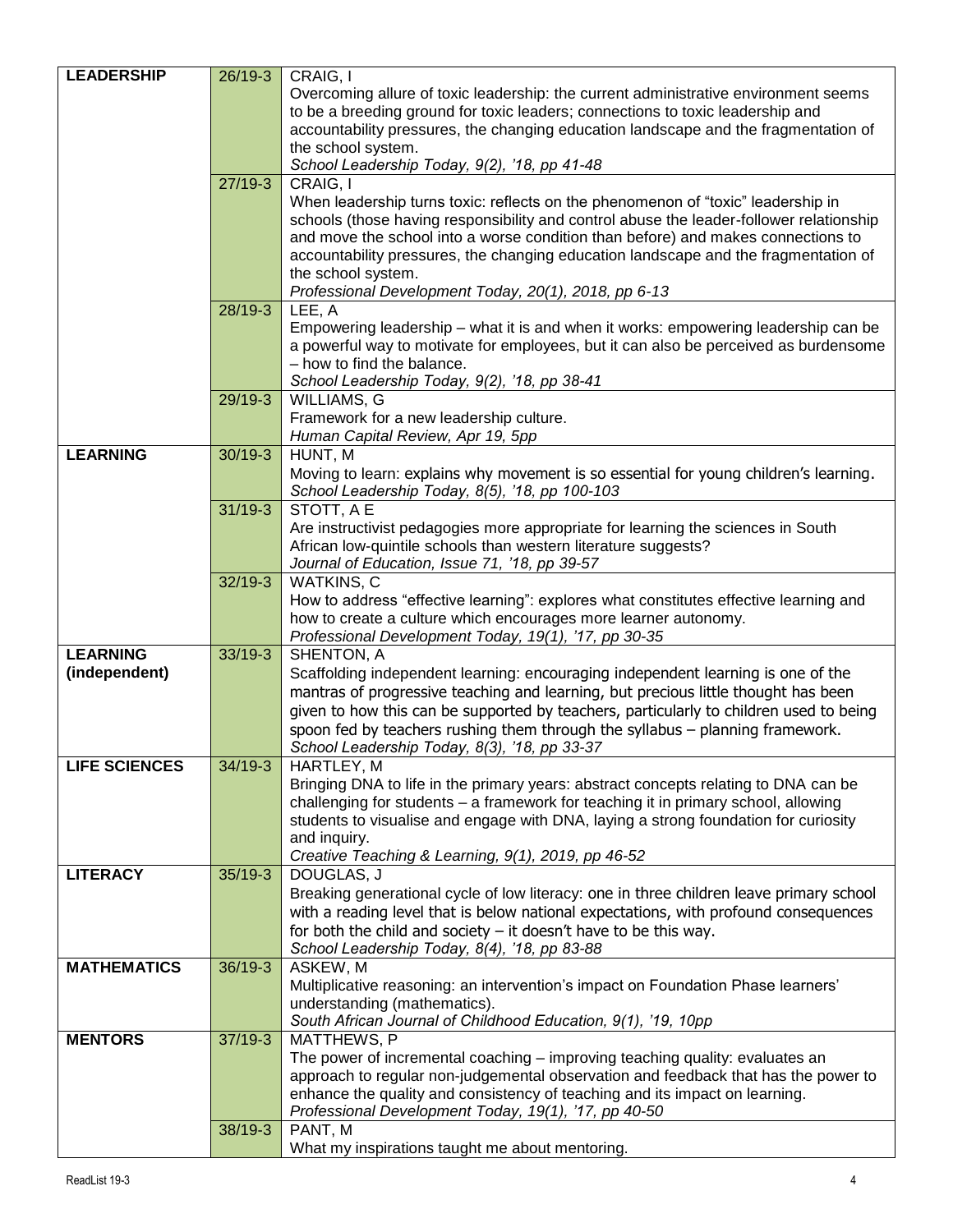| | | |
|---|---|---|
| **LEADERSHIP** | 26/19-3 | CRAIG, I<br>Overcoming allure of toxic leadership: the current administrative environment seems to be a breeding ground for toxic leaders; connections to toxic leadership and accountability pressures, the changing education landscape and the fragmentation of the school system.<br>*School Leadership Today, 9(2), '18, pp 41-48* |
| | 27/19-3 | CRAIG, I<br>When leadership turns toxic: reflects on the phenomenon of "toxic" leadership in schools (those having responsibility and control abuse the leader-follower relationship and move the school into a worse condition than before) and makes connections to accountability pressures, the changing education landscape and the fragmentation of the school system.<br>*Professional Development Today, 20(1), 2018, pp 6-13* |
| | 28/19-3 | LEE, A<br>Empowering leadership – what it is and when it works: empowering leadership can be a powerful way to motivate for employees, but it can also be perceived as burdensome – how to find the balance.<br>*School Leadership Today, 9(2), '18, pp 38-41* |
| | 29/19-3 | WILLIAMS, G<br>Framework for a new leadership culture.<br>*Human Capital Review, Apr 19, 5pp* |
| **LEARNING** | 30/19-3 | HUNT, M<br>Moving to learn: explains why movement is so essential for young children's learning.<br>*School Leadership Today, 8(5), '18, pp 100-103* |
| | 31/19-3 | STOTT, A E<br>Are instructivist pedagogies more appropriate for learning the sciences in South African low-quintile schools than western literature suggests?<br>*Journal of Education, Issue 71, '18, pp 39-57* |
| | 32/19-3 | WATKINS, C<br>How to address "effective learning": explores what constitutes effective learning and how to create a culture which encourages more learner autonomy.<br>*Professional Development Today, 19(1), '17, pp 30-35* |
| **LEARNING (independent)** | 33/19-3 | SHENTON, A<br>Scaffolding independent learning: encouraging independent learning is one of the mantras of progressive teaching and learning, but precious little thought has been given to how this can be supported by teachers, particularly to children used to being spoon fed by teachers rushing them through the syllabus – planning framework.<br>*School Leadership Today, 8(3), '18, pp 33-37* |
| **LIFE SCIENCES** | 34/19-3 | HARTLEY, M<br>Bringing DNA to life in the primary years: abstract concepts relating to DNA can be challenging for students – a framework for teaching it in primary school, allowing students to visualise and engage with DNA, laying a strong foundation for curiosity and inquiry.<br>*Creative Teaching & Learning, 9(1), 2019, pp 46-52* |
| **LITERACY** | 35/19-3 | DOUGLAS, J<br>Breaking generational cycle of low literacy: one in three children leave primary school with a reading level that is below national expectations, with profound consequences for both the child and society – it doesn't have to be this way.<br>*School Leadership Today, 8(4), '18, pp 83-88* |
| **MATHEMATICS** | 36/19-3 | ASKEW, M<br>Multiplicative reasoning: an intervention's impact on Foundation Phase learners' understanding (mathematics).<br>*South African Journal of Childhood Education, 9(1), '19, 10pp* |
| **MENTORS** | 37/19-3 | MATTHEWS, P<br>The power of incremental coaching – improving teaching quality: evaluates an approach to regular non-judgemental observation and feedback that has the power to enhance the quality and consistency of teaching and its impact on learning.<br>*Professional Development Today, 19(1), '17, pp 40-50* |
| | 38/19-3 | PANT, M<br>What my inspirations taught me about mentoring. |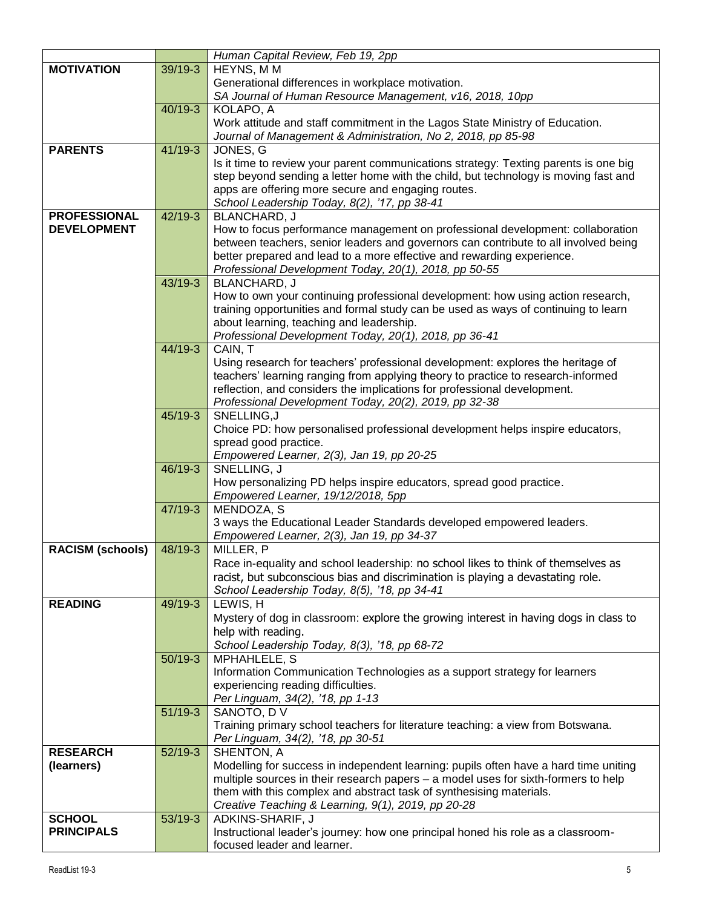| | | |
|---|---|---|
| | | *Human Capital Review, Feb 19, 2pp* |
| **MOTIVATION** | 39/19-3 | HEYNS, M M<br>Generational differences in workplace motivation.<br>*SA Journal of Human Resource Management, v16, 2018, 10pp* |
| | 40/19-3 | KOLAPO, A<br>Work attitude and staff commitment in the Lagos State Ministry of Education.<br>*Journal of Management & Administration, No 2, 2018, pp 85-98* |
| **PARENTS** | 41/19-3 | JONES, G<br>Is it time to review your parent communications strategy: Texting parents is one big step beyond sending a letter home with the child, but technology is moving fast and apps are offering more secure and engaging routes.<br>*School Leadership Today, 8(2), '17, pp 38-41* |
| **PROFESSIONAL DEVELOPMENT** | 42/19-3 | BLANCHARD, J<br>How to focus performance management on professional development: collaboration between teachers, senior leaders and governors can contribute to all involved being better prepared and lead to a more effective and rewarding experience.<br>*Professional Development Today, 20(1), 2018, pp 50-55* |
| | 43/19-3 | BLANCHARD, J<br>How to own your continuing professional development: how using action research, training opportunities and formal study can be used as ways of continuing to learn about learning, teaching and leadership.<br>*Professional Development Today, 20(1), 2018, pp 36-41* |
| | 44/19-3 | CAIN, T<br>Using research for teachers' professional development: explores the heritage of teachers' learning ranging from applying theory to practice to research-informed reflection, and considers the implications for professional development.<br>*Professional Development Today, 20(2), 2019, pp 32-38* |
| | 45/19-3 | SNELLING,J<br>Choice PD: how personalised professional development helps inspire educators, spread good practice.<br>*Empowered Learner, 2(3), Jan 19, pp 20-25* |
| | 46/19-3 | SNELLING, J<br>How personalizing PD helps inspire educators, spread good practice.<br>*Empowered Learner, 19/12/2018, 5pp* |
| | 47/19-3 | MENDOZA, S<br>3 ways the Educational Leader Standards developed empowered leaders.<br>*Empowered Learner, 2(3), Jan 19, pp 34-37* |
| **RACISM (schools)** | 48/19-3 | MILLER, P<br>Race in-equality and school leadership: no school likes to think of themselves as racist, but subconscious bias and discrimination is playing a devastating role.<br>*School Leadership Today, 8(5), '18, pp 34-41* |
| **READING** | 49/19-3 | LEWIS, H<br>Mystery of dog in classroom: explore the growing interest in having dogs in class to help with reading.<br>*School Leadership Today, 8(3), '18, pp 68-72* |
| | 50/19-3 | MPHAHLELE, S<br>Information Communication Technologies as a support strategy for learners experiencing reading difficulties.<br>*Per Linguam, 34(2), '18, pp 1-13* |
| | 51/19-3 | SANOTO, D V<br>Training primary school teachers for literature teaching: a view from Botswana.<br>*Per Linguam, 34(2), '18, pp 30-51* |
| **RESEARCH (learners)** | 52/19-3 | SHENTON, A<br>Modelling for success in independent learning: pupils often have a hard time uniting multiple sources in their research papers – a model uses for sixth-formers to help them with this complex and abstract task of synthesising materials.<br>*Creative Teaching & Learning, 9(1), 2019, pp 20-28* |
| **SCHOOL PRINCIPALS** | 53/19-3 | ADKINS-SHARIF, J<br>Instructional leader's journey: how one principal honed his role as a classroom-focused leader and learner. |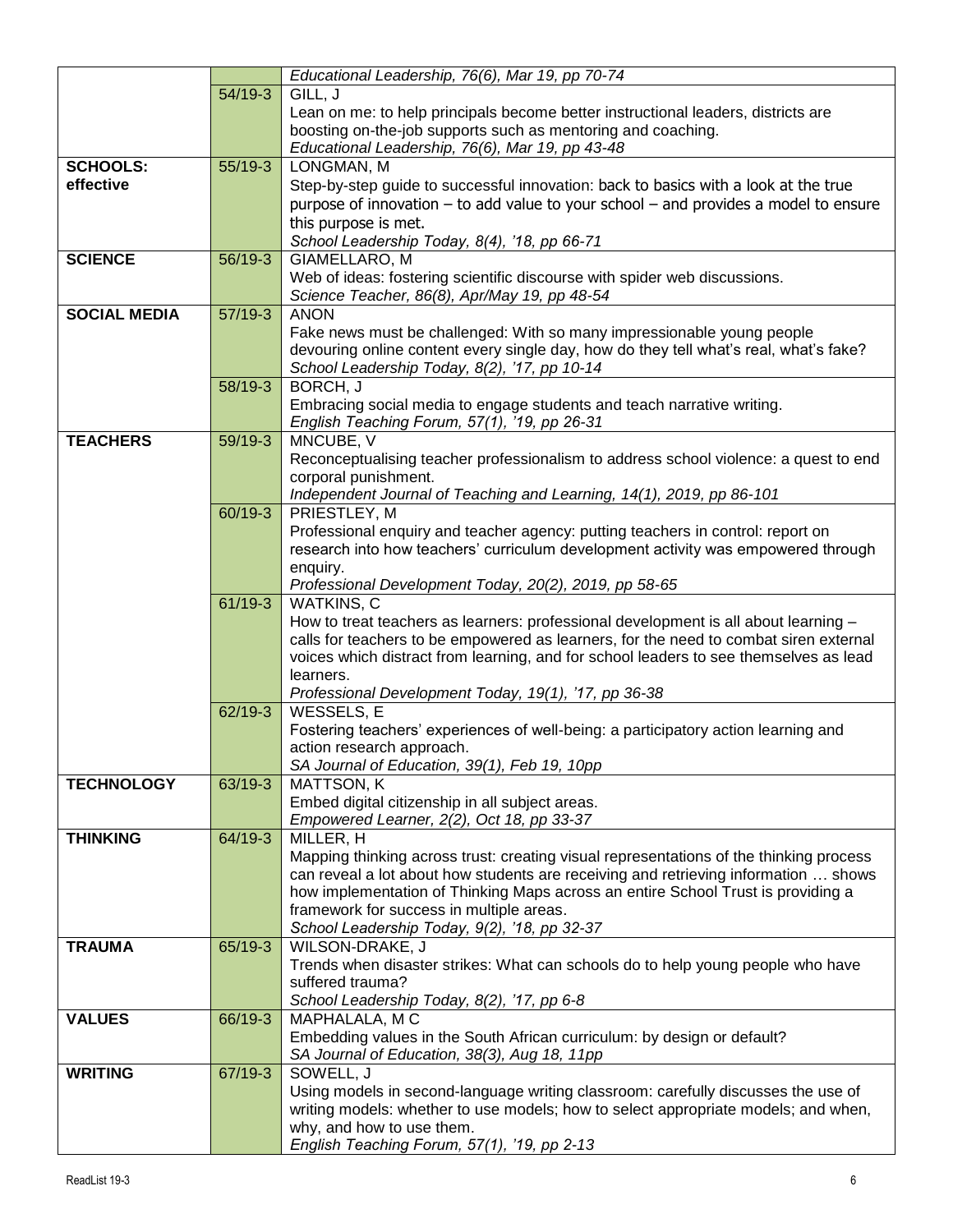| | | |
|---|---|---|
| | | *Educational Leadership, 76(6), Mar 19, pp 70-74* |
| | 54/19-3 | GILL, J<br>Lean on me: to help principals become better instructional leaders, districts are boosting on-the-job supports such as mentoring and coaching.<br>*Educational Leadership, 76(6), Mar 19, pp 43-48* |
| **SCHOOLS: effective** | 55/19-3 | LONGMAN, M<br>Step-by-step guide to successful innovation: back to basics with a look at the true purpose of innovation – to add value to your school – and provides a model to ensure this purpose is met.<br>*School Leadership Today, 8(4), '18, pp 66-71* |
| **SCIENCE** | 56/19-3 | GIAMELLARO, M<br>Web of ideas: fostering scientific discourse with spider web discussions.<br>*Science Teacher, 86(8), Apr/May 19, pp 48-54* |
| **SOCIAL MEDIA** | 57/19-3 | ANON<br>Fake news must be challenged: With so many impressionable young people devouring online content every single day, how do they tell what's real, what's fake?<br>*School Leadership Today, 8(2), '17, pp 10-14* |
| | 58/19-3 | BORCH, J<br>Embracing social media to engage students and teach narrative writing.<br>*English Teaching Forum, 57(1), '19, pp 26-31* |
| **TEACHERS** | 59/19-3 | MNCUBE, V<br>Reconceptualising teacher professionalism to address school violence: a quest to end corporal punishment.<br>*Independent Journal of Teaching and Learning, 14(1), 2019, pp 86-101* |
| | 60/19-3 | PRIESTLEY, M<br>Professional enquiry and teacher agency: putting teachers in control: report on research into how teachers' curriculum development activity was empowered through enquiry.<br>*Professional Development Today, 20(2), 2019, pp 58-65* |
| | 61/19-3 | WATKINS, C<br>How to treat teachers as learners: professional development is all about learning – calls for teachers to be empowered as learners, for the need to combat siren external voices which distract from learning, and for school leaders to see themselves as lead learners.<br>*Professional Development Today, 19(1), '17, pp 36-38* |
| | 62/19-3 | WESSELS, E<br>Fostering teachers' experiences of well-being: a participatory action learning and action research approach.<br>*SA Journal of Education, 39(1), Feb 19, 10pp* |
| **TECHNOLOGY** | 63/19-3 | MATTSON, K<br>Embed digital citizenship in all subject areas.<br>*Empowered Learner, 2(2), Oct 18, pp 33-37* |
| **THINKING** | 64/19-3 | MILLER, H<br>Mapping thinking across trust: creating visual representations of the thinking process can reveal a lot about how students are receiving and retrieving information … shows how implementation of Thinking Maps across an entire School Trust is providing a framework for success in multiple areas.<br>*School Leadership Today, 9(2), '18, pp 32-37* |
| **TRAUMA** | 65/19-3 | WILSON-DRAKE, J<br>Trends when disaster strikes: What can schools do to help young people who have suffered trauma?<br>*School Leadership Today, 8(2), '17, pp 6-8* |
| **VALUES** | 66/19-3 | MAPHALALA, M C<br>Embedding values in the South African curriculum: by design or default?<br>*SA Journal of Education, 38(3), Aug 18, 11pp* |
| **WRITING** | 67/19-3 | SOWELL, J<br>Using models in second-language writing classroom: carefully discusses the use of writing models: whether to use models; how to select appropriate models; and when, why, and how to use them.<br>*English Teaching Forum, 57(1), '19, pp 2-13* |